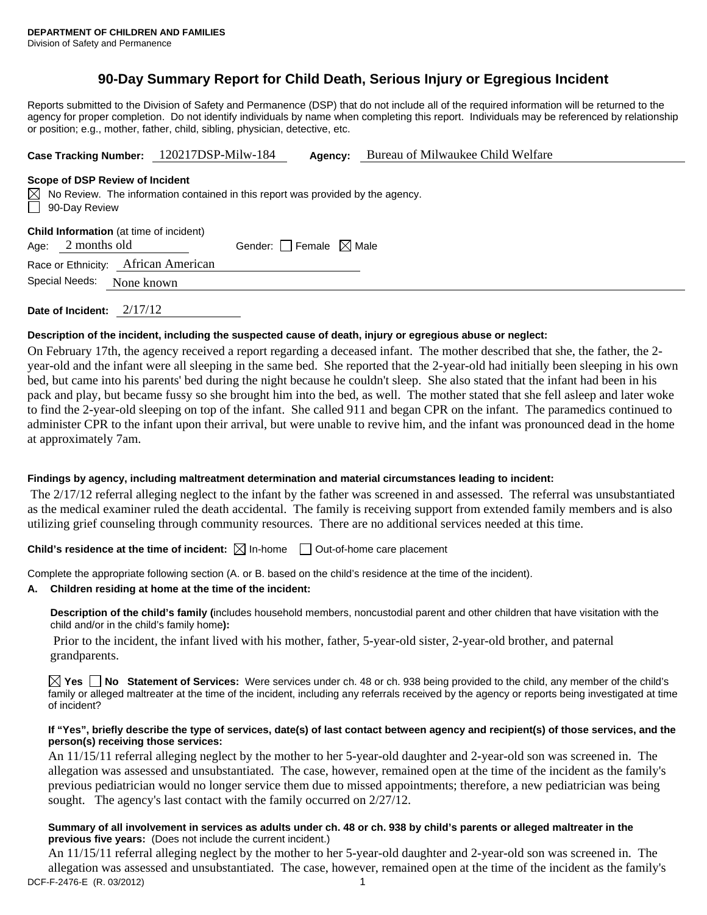**DEPARTMENT OF CHILDREN AND FAMILIES**
Division of Safety and Permanence

# 90-Day Summary Report for Child Death, Serious Injury or Egregious Incident

Reports submitted to the Division of Safety and Permanence (DSP) that do not include all of the required information will be returned to the agency for proper completion. Do not identify individuals by name when completing this report. Individuals may be referenced by relationship or position; e.g., mother, father, child, sibling, physician, detective, etc.

**Case Tracking Number:** 120217DSP-Milw-184 **Agency:** Bureau of Milwaukee Child Welfare

**Scope of DSP Review of Incident**

☒ No Review. The information contained in this report was provided by the agency.
☐ 90-Day Review

**Child Information** (at time of incident)

Age: 2 months old Gender: ☐ Female ☒ Male

Race or Ethnicity: African American

Special Needs: None known

**Date of Incident:** 2/17/12

**Description of the incident, including the suspected cause of death, injury or egregious abuse or neglect:**

On February 17th, the agency received a report regarding a deceased infant. The mother described that she, the father, the 2-year-old and the infant were all sleeping in the same bed. She reported that the 2-year-old had initially been sleeping in his own bed, but came into his parents' bed during the night because he couldn't sleep. She also stated that the infant had been in his pack and play, but became fussy so she brought him into the bed, as well. The mother stated that she fell asleep and later woke to find the 2-year-old sleeping on top of the infant. She called 911 and began CPR on the infant. The paramedics continued to administer CPR to the infant upon their arrival, but were unable to revive him, and the infant was pronounced dead in the home at approximately 7am.

**Findings by agency, including maltreatment determination and material circumstances leading to incident:**

The 2/17/12 referral alleging neglect to the infant by the father was screened in and assessed. The referral was unsubstantiated as the medical examiner ruled the death accidental. The family is receiving support from extended family members and is also utilizing grief counseling through community resources. There are no additional services needed at this time.

**Child's residence at the time of incident:** ☒ In-home ☐ Out-of-home care placement

Complete the appropriate following section (A. or B. based on the child's residence at the time of the incident).

**A. Children residing at home at the time of the incident:**

**Description of the child's family (**includes household members, noncustodial parent and other children that have visitation with the child and/or in the child's family home**):**

Prior to the incident, the infant lived with his mother, father, 5-year-old sister, 2-year-old brother, and paternal grandparents.

☒ **Yes** ☐ **No Statement of Services:** Were services under ch. 48 or ch. 938 being provided to the child, any member of the child's family or alleged maltreater at the time of the incident, including any referrals received by the agency or reports being investigated at time of incident?

**If "Yes", briefly describe the type of services, date(s) of last contact between agency and recipient(s) of those services, and the person(s) receiving those services:**

An 11/15/11 referral alleging neglect by the mother to her 5-year-old daughter and 2-year-old son was screened in. The allegation was assessed and unsubstantiated. The case, however, remained open at the time of the incident as the family's previous pediatrician would no longer service them due to missed appointments; therefore, a new pediatrician was being sought. The agency's last contact with the family occurred on 2/27/12.

**Summary of all involvement in services as adults under ch. 48 or ch. 938 by child's parents or alleged maltreater in the previous five years:** (Does not include the current incident.)

An 11/15/11 referral alleging neglect by the mother to her 5-year-old daughter and 2-year-old son was screened in. The allegation was assessed and unsubstantiated. The case, however, remained open at the time of the incident as the family's

DCF-F-2476-E (R. 03/2012)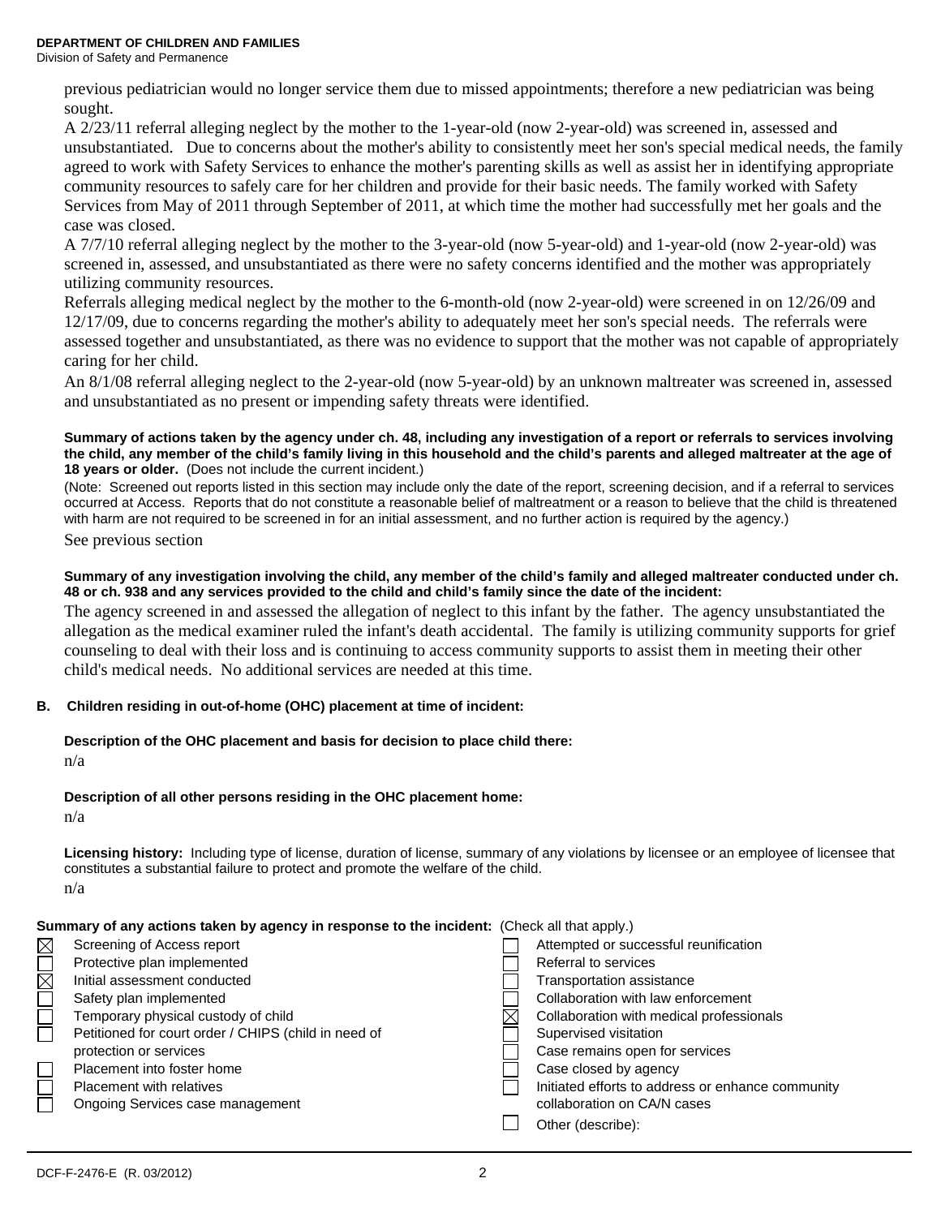previous pediatrician would no longer service them due to missed appointments; therefore a new pediatrician was being sought.

A 2/23/11 referral alleging neglect by the mother to the 1-year-old (now 2-year-old) was screened in, assessed and unsubstantiated. Due to concerns about the mother's ability to consistently meet her son's special medical needs, the family agreed to work with Safety Services to enhance the mother's parenting skills as well as assist her in identifying appropriate community resources to safely care for her children and provide for their basic needs. The family worked with Safety Services from May of 2011 through September of 2011, at which time the mother had successfully met her goals and the case was closed.

A 7/7/10 referral alleging neglect by the mother to the 3-year-old (now 5-year-old) and 1-year-old (now 2-year-old) was screened in, assessed, and unsubstantiated as there were no safety concerns identified and the mother was appropriately utilizing community resources.

Referrals alleging medical neglect by the mother to the 6-month-old (now 2-year-old) were screened in on 12/26/09 and 12/17/09, due to concerns regarding the mother's ability to adequately meet her son's special needs. The referrals were assessed together and unsubstantiated, as there was no evidence to support that the mother was not capable of appropriately caring for her child.

An 8/1/08 referral alleging neglect to the 2-year-old (now 5-year-old) by an unknown maltreater was screened in, assessed and unsubstantiated as no present or impending safety threats were identified.

**Summary of actions taken by the agency under ch. 48, including any investigation of a report or referrals to services involving the child, any member of the child's family living in this household and the child's parents and alleged maltreater at the age of 18 years or older.** (Does not include the current incident.)

(Note: Screened out reports listed in this section may include only the date of the report, screening decision, and if a referral to services occurred at Access. Reports that do not constitute a reasonable belief of maltreatment or a reason to believe that the child is threatened with harm are not required to be screened in for an initial assessment, and no further action is required by the agency.)

See previous section

**Summary of any investigation involving the child, any member of the child's family and alleged maltreater conducted under ch. 48 or ch. 938 and any services provided to the child and child's family since the date of the incident:**

The agency screened in and assessed the allegation of neglect to this infant by the father. The agency unsubstantiated the allegation as the medical examiner ruled the infant's death accidental. The family is utilizing community supports for grief counseling to deal with their loss and is continuing to access community supports to assist them in meeting their other child's medical needs. No additional services are needed at this time.

**B. Children residing in out-of-home (OHC) placement at time of incident:**

**Description of the OHC placement and basis for decision to place child there:**

n/a

**Description of all other persons residing in the OHC placement home:**

n/a

**Licensing history:** Including type of license, duration of license, summary of any violations by licensee or an employee of licensee that constitutes a substantial failure to protect and promote the welfare of the child.

n/a

**Summary of any actions taken by agency in response to the incident:** (Check all that apply.)

- [x] Screening of Access report
- [ ] Protective plan implemented
- [x] Initial assessment conducted
- [ ] Safety plan implemented
- [ ] Temporary physical custody of child
- [ ] Petitioned for court order / CHIPS (child in need of protection or services
- [ ] Placement into foster home
- [ ] Placement with relatives
- [ ] Ongoing Services case management
- [ ] Attempted or successful reunification
- [ ] Referral to services
- [ ] Transportation assistance
- [ ] Collaboration with law enforcement
- [x] Collaboration with medical professionals
- [ ] Supervised visitation
- [ ] Case remains open for services
- [ ] Case closed by agency
- [ ] Initiated efforts to address or enhance community collaboration on CA/N cases
- [ ] Other (describe):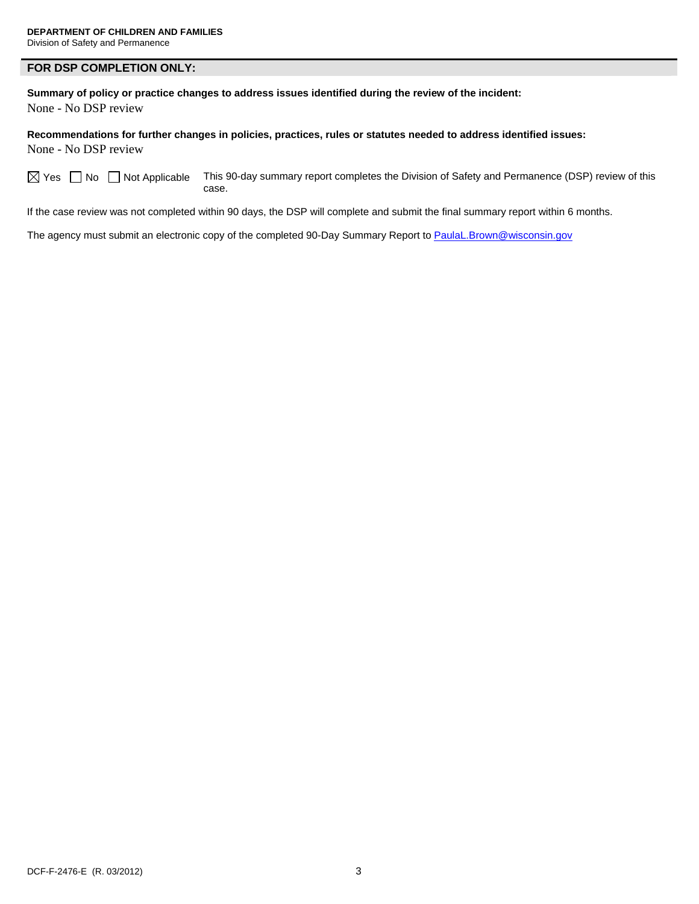**DEPARTMENT OF CHILDREN AND FAMILIES**
Division of Safety and Permanence

## FOR DSP COMPLETION ONLY:

**Summary of policy or practice changes to address issues identified during the review of the incident:**
None - No DSP review

**Recommendations for further changes in policies, practices, rules or statutes needed to address identified issues:**
None - No DSP review

☒ Yes ☐ No ☐ Not Applicable This 90-day summary report completes the Division of Safety and Permanence (DSP) review of this case.

If the case review was not completed within 90 days, the DSP will complete and submit the final summary report within 6 months.

The agency must submit an electronic copy of the completed 90-Day Summary Report to PaulaL.Brown@wisconsin.gov

DCF-F-2476-E (R. 03/2012)